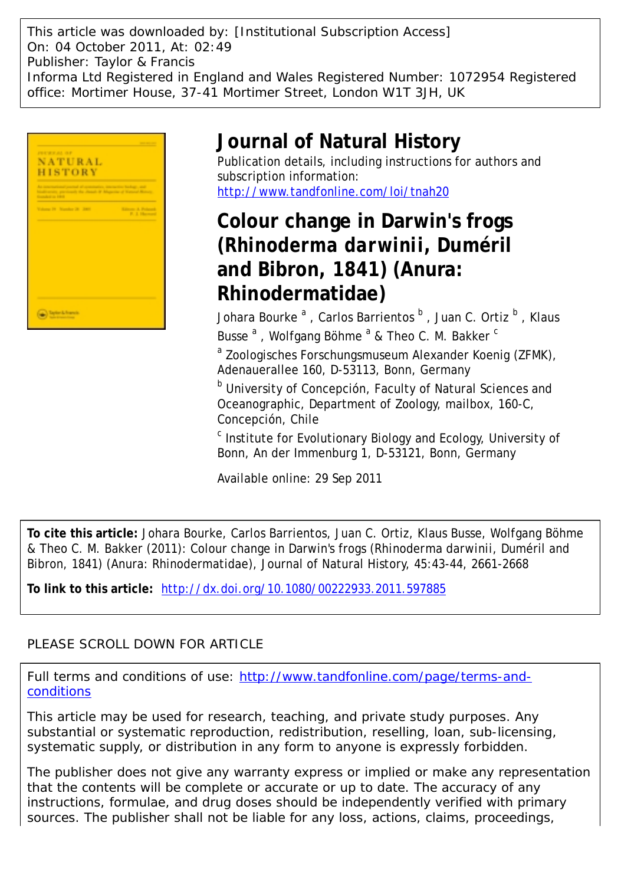This article was downloaded by: [Institutional Subscription Access]
On: 04 October 2011, At: 02:49
Publisher: Taylor & Francis
Informa Ltd Registered in England and Wales Registered Number: 1072954 Registered office: Mortimer House, 37-41 Mortimer Street, London W1T 3JH, UK

# Journal of Natural History

Publication details, including instructions for authors and subscription information:
http://www.tandfonline.com/loi/tnah20

# Colour change in Darwin's frogs (Rhinoderma darwinii, Duméril and Bibron, 1841) (Anura: Rhinodermatidae)

Johara Bourke [a] , Carlos Barrientos [b] , Juan C. Ortiz [b] , Klaus Busse [a] , Wolfgang Böhme [a] & Theo C. M. Bakker [c]

[a] Zoologisches Forschungsmuseum Alexander Koenig (ZFMK), Adenauerallee 160, D-53113, Bonn, Germany

[b] University of Concepción, Faculty of Natural Sciences and Oceanographic, Department of Zoology, mailbox, 160-C, Concepción, Chile

[c] Institute for Evolutionary Biology and Ecology, University of Bonn, An der Immenburg 1, D-53121, Bonn, Germany

Available online: 29 Sep 2011

**To cite this article:** Johara Bourke, Carlos Barrientos, Juan C. Ortiz, Klaus Busse, Wolfgang Böhme & Theo C. M. Bakker (2011): Colour change in Darwin's frogs (Rhinoderma darwinii, Duméril and Bibron, 1841) (Anura: Rhinodermatidae), Journal of Natural History, 45:43-44, 2661-2668

**To link to this article:** http://dx.doi.org/10.1080/00222933.2011.597885

PLEASE SCROLL DOWN FOR ARTICLE

Full terms and conditions of use: http://www.tandfonline.com/page/terms-and-conditions

This article may be used for research, teaching, and private study purposes. Any substantial or systematic reproduction, redistribution, reselling, loan, sub-licensing, systematic supply, or distribution in any form to anyone is expressly forbidden.

The publisher does not give any warranty express or implied or make any representation that the contents will be complete or accurate or up to date. The accuracy of any instructions, formulae, and drug doses should be independently verified with primary sources. The publisher shall not be liable for any loss, actions, claims, proceedings,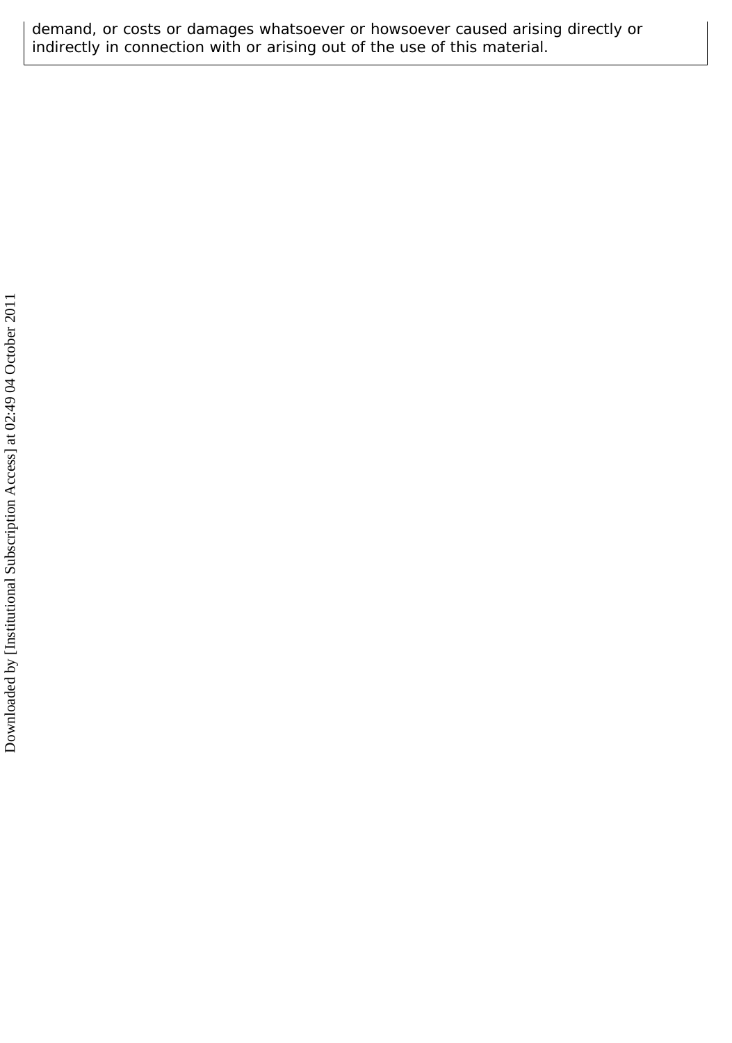demand, or costs or damages whatsoever or howsoever caused arising directly or indirectly in connection with or arising out of the use of this material.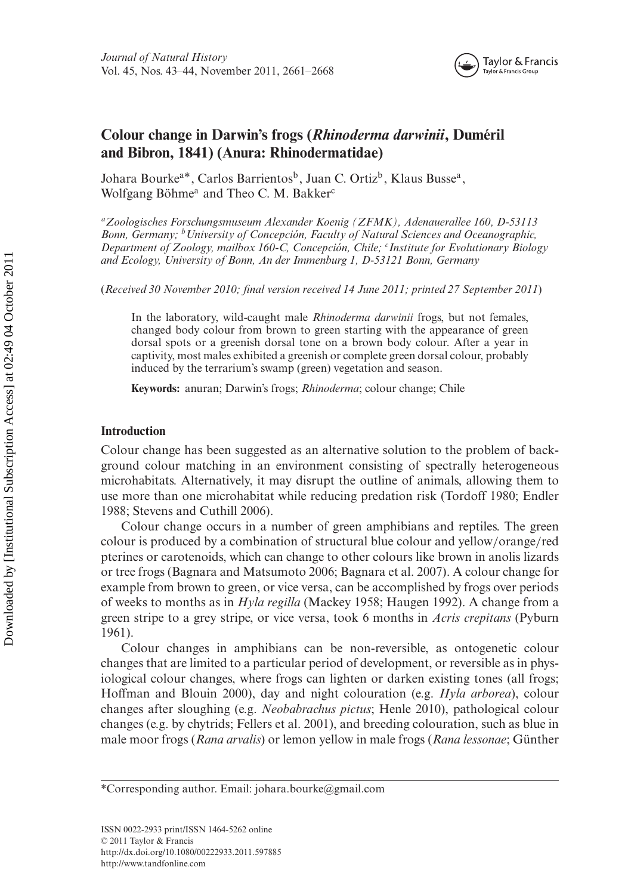# Colour change in Darwin's frogs (*Rhinoderma darwinii*, Duméril and Bibron, 1841) (Anura: Rhinodermatidae)

Johara Bourke[a]*, Carlos Barrientos[b], Juan C. Ortiz[b], Klaus Busse[a], Wolfgang Böhme[a] and Theo C. M. Bakker[c]

[a]*Zoologisches Forschungsmuseum Alexander Koenig (ZFMK), Adenauerallee 160, D-53113 Bonn, Germany;* [b]*University of Concepción, Faculty of Natural Sciences and Oceanographic, Department of Zoology, mailbox 160-C, Concepción, Chile;* [c]*Institute for Evolutionary Biology and Ecology, University of Bonn, An der Immenburg 1, D-53121 Bonn, Germany*

(*Received 30 November 2010; final version received 14 June 2011; printed 27 September 2011*)

In the laboratory, wild-caught male *Rhinoderma darwinii* frogs, but not females, changed body colour from brown to green starting with the appearance of green dorsal spots or a greenish dorsal tone on a brown body colour. After a year in captivity, most males exhibited a greenish or complete green dorsal colour, probably induced by the terrarium's swamp (green) vegetation and season.

**Keywords:** anuran; Darwin's frogs; *Rhinoderma*; colour change; Chile

## Introduction

Colour change has been suggested as an alternative solution to the problem of background colour matching in an environment consisting of spectrally heterogeneous microhabitats. Alternatively, it may disrupt the outline of animals, allowing them to use more than one microhabitat while reducing predation risk (Tordoff 1980; Endler 1988; Stevens and Cuthill 2006).

Colour change occurs in a number of green amphibians and reptiles. The green colour is produced by a combination of structural blue colour and yellow/orange/red pterines or carotenoids, which can change to other colours like brown in anolis lizards or tree frogs (Bagnara and Matsumoto 2006; Bagnara et al. 2007). A colour change for example from brown to green, or vice versa, can be accomplished by frogs over periods of weeks to months as in *Hyla regilla* (Mackey 1958; Haugen 1992). A change from a green stripe to a grey stripe, or vice versa, took 6 months in *Acris crepitans* (Pyburn 1961).

Colour changes in amphibians can be non-reversible, as ontogenetic colour changes that are limited to a particular period of development, or reversible as in physiological colour changes, where frogs can lighten or darken existing tones (all frogs; Hoffman and Blouin 2000), day and night colouration (e.g. *Hyla arborea*), colour changes after sloughing (e.g. *Neobabrachus pictus*; Henle 2010), pathological colour changes (e.g. by chytrids; Fellers et al. 2001), and breeding colouration, such as blue in male moor frogs (*Rana arvalis*) or lemon yellow in male frogs (*Rana lessonae*; Günther

*Corresponding author. Email: johara.bourke@gmail.com

ISSN 0022-2933 print/ISSN 1464-5262 online
© 2011 Taylor & Francis
http://dx.doi.org/10.1080/00222933.2011.597885
http://www.tandfonline.com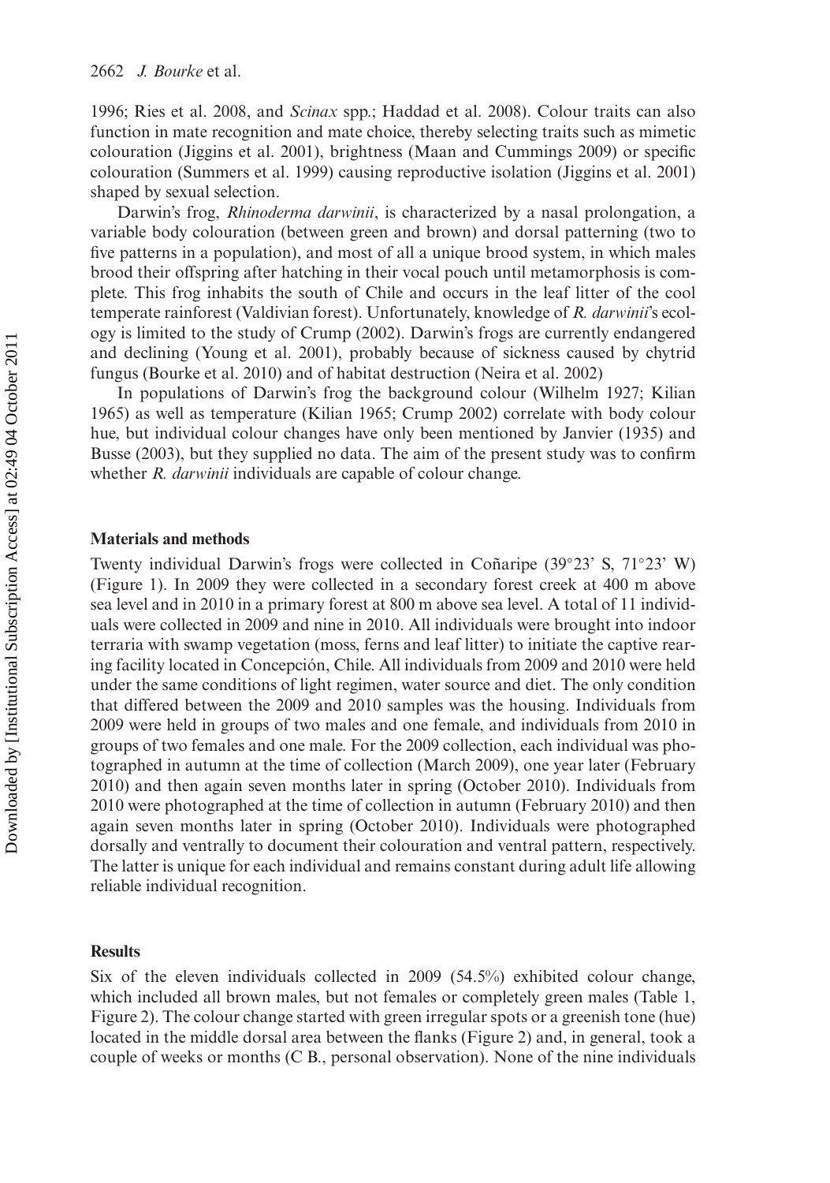1996; Ries et al. 2008, and *Scinax* spp.; Haddad et al. 2008). Colour traits can also function in mate recognition and mate choice, thereby selecting traits such as mimetic colouration (Jiggins et al. 2001), brightness (Maan and Cummings 2009) or specific colouration (Summers et al. 1999) causing reproductive isolation (Jiggins et al. 2001) shaped by sexual selection.

Darwin's frog, *Rhinoderma darwinii*, is characterized by a nasal prolongation, a variable body colouration (between green and brown) and dorsal patterning (two to five patterns in a population), and most of all a unique brood system, in which males brood their offspring after hatching in their vocal pouch until metamorphosis is complete. This frog inhabits the south of Chile and occurs in the leaf litter of the cool temperate rainforest (Valdivian forest). Unfortunately, knowledge of *R. darwinii*'s ecology is limited to the study of Crump (2002). Darwin's frogs are currently endangered and declining (Young et al. 2001), probably because of sickness caused by chytrid fungus (Bourke et al. 2010) and of habitat destruction (Neira et al. 2002)

In populations of Darwin's frog the background colour (Wilhelm 1927; Kilian 1965) as well as temperature (Kilian 1965; Crump 2002) correlate with body colour hue, but individual colour changes have only been mentioned by Janvier (1935) and Busse (2003), but they supplied no data. The aim of the present study was to confirm whether *R. darwinii* individuals are capable of colour change.

## Materials and methods

Twenty individual Darwin's frogs were collected in Coñaripe (39°23' S, 71°23' W) (Figure 1). In 2009 they were collected in a secondary forest creek at 400 m above sea level and in 2010 in a primary forest at 800 m above sea level. A total of 11 individuals were collected in 2009 and nine in 2010. All individuals were brought into indoor terraria with swamp vegetation (moss, ferns and leaf litter) to initiate the captive rearing facility located in Concepción, Chile. All individuals from 2009 and 2010 were held under the same conditions of light regimen, water source and diet. The only condition that differed between the 2009 and 2010 samples was the housing. Individuals from 2009 were held in groups of two males and one female, and individuals from 2010 in groups of two females and one male. For the 2009 collection, each individual was photographed in autumn at the time of collection (March 2009), one year later (February 2010) and then again seven months later in spring (October 2010). Individuals from 2010 were photographed at the time of collection in autumn (February 2010) and then again seven months later in spring (October 2010). Individuals were photographed dorsally and ventrally to document their colouration and ventral pattern, respectively. The latter is unique for each individual and remains constant during adult life allowing reliable individual recognition.

## Results

Six of the eleven individuals collected in 2009 (54.5%) exhibited colour change, which included all brown males, but not females or completely green males (Table 1, Figure 2). The colour change started with green irregular spots or a greenish tone (hue) located in the middle dorsal area between the flanks (Figure 2) and, in general, took a couple of weeks or months (C B., personal observation). None of the nine individuals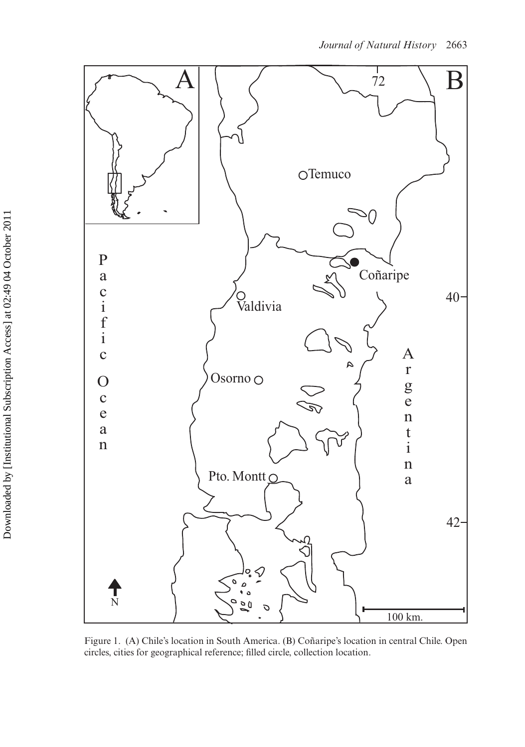Figure 1. (A) Chile's location in South America. (B) Coñaripe's location in central Chile. Open circles, cities for geographical reference; filled circle, collection location.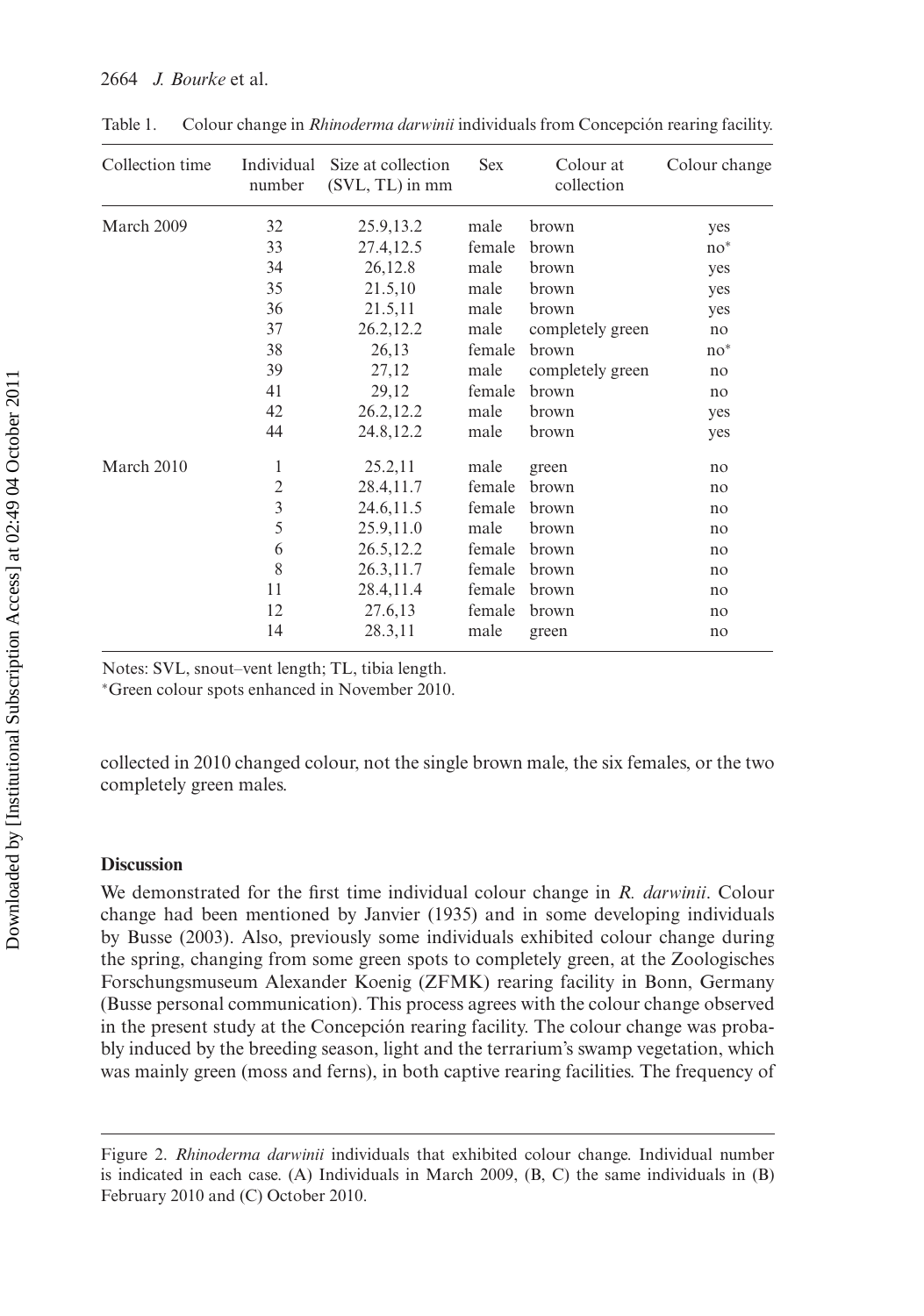Table 1. Colour change in *Rhinoderma darwinii* individuals from Concepción rearing facility.

| Collection time | Individual number | Size at collection (SVL, TL) in mm | Sex | Colour at collection | Colour change |
|---|---|---|---|---|---|
| March 2009 | 32 | 25.9,13.2 | male | brown | yes |
| | 33 | 27.4,12.5 | female | brown | no* |
| | 34 | 26,12.8 | male | brown | yes |
| | 35 | 21.5,10 | male | brown | yes |
| | 36 | 21.5,11 | male | brown | yes |
| | 37 | 26.2,12.2 | male | completely green | no |
| | 38 | 26,13 | female | brown | no* |
| | 39 | 27,12 | male | completely green | no |
| | 41 | 29,12 | female | brown | no |
| | 42 | 26.2,12.2 | male | brown | yes |
| | 44 | 24.8,12.2 | male | brown | yes |
| March 2010 | 1 | 25.2,11 | male | green | no |
| | 2 | 28.4,11.7 | female | brown | no |
| | 3 | 24.6,11.5 | female | brown | no |
| | 5 | 25.9,11.0 | male | brown | no |
| | 6 | 26.5,12.2 | female | brown | no |
| | 8 | 26.3,11.7 | female | brown | no |
| | 11 | 28.4,11.4 | female | brown | no |
| | 12 | 27.6,13 | female | brown | no |
| | 14 | 28.3,11 | male | green | no |

Notes: SVL, snout–vent length; TL, tibia length.
*Green colour spots enhanced in November 2010.

collected in 2010 changed colour, not the single brown male, the six females, or the two completely green males.

## Discussion

We demonstrated for the first time individual colour change in *R. darwinii*. Colour change had been mentioned by Janvier (1935) and in some developing individuals by Busse (2003). Also, previously some individuals exhibited colour change during the spring, changing from some green spots to completely green, at the Zoologisches Forschungsmuseum Alexander Koenig (ZFMK) rearing facility in Bonn, Germany (Busse personal communication). This process agrees with the colour change observed in the present study at the Concepción rearing facility. The colour change was probably induced by the breeding season, light and the terrarium's swamp vegetation, which was mainly green (moss and ferns), in both captive rearing facilities. The frequency of

Figure 2. *Rhinoderma darwinii* individuals that exhibited colour change. Individual number is indicated in each case. (A) Individuals in March 2009, (B, C) the same individuals in (B) February 2010 and (C) October 2010.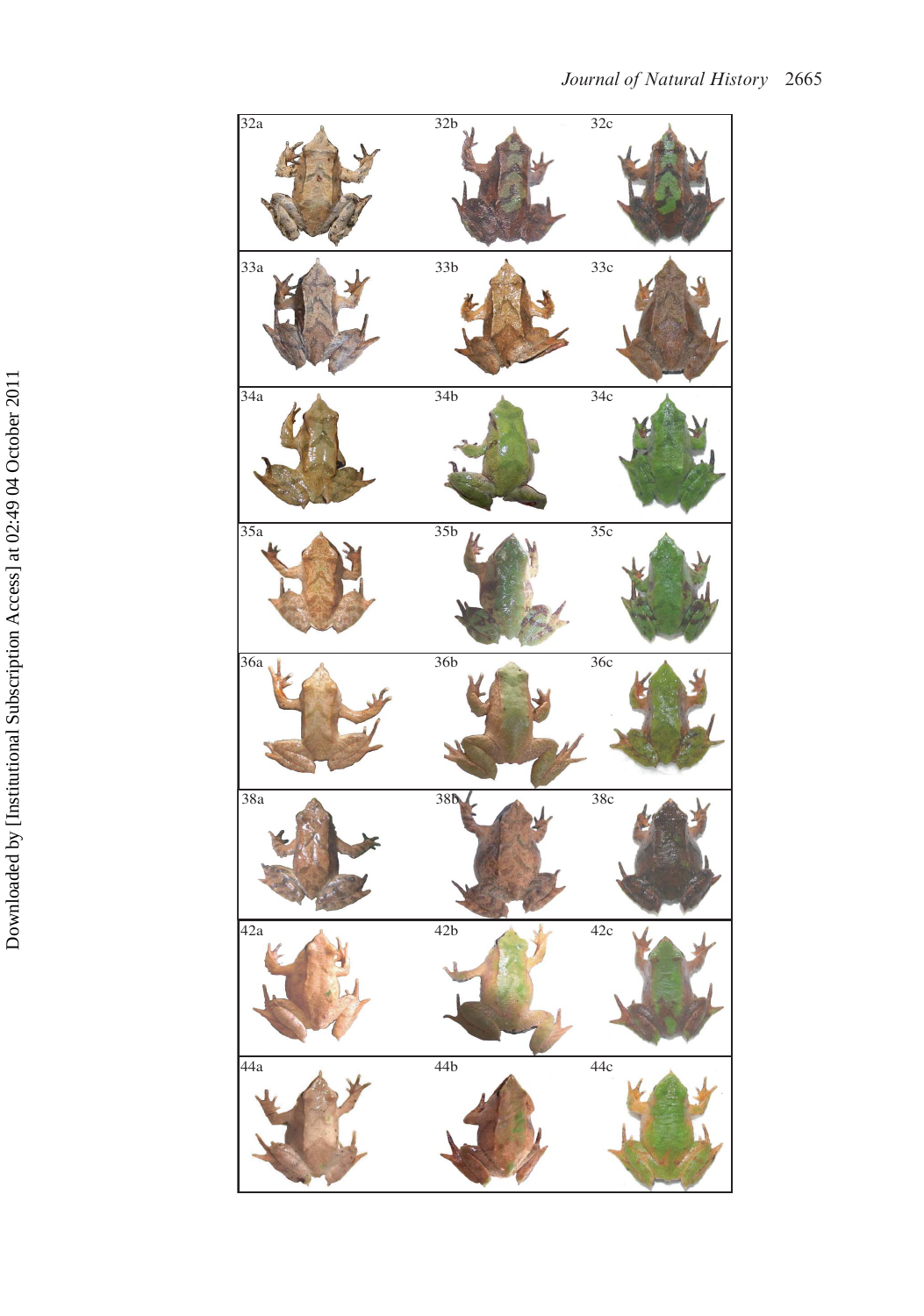32a 32b 32c

33a 33b 33c

34a 34b 34c

35a 35b 35c

36a 36b 36c

38a 38b 38c

42a 42b 42c

44a 44b 44c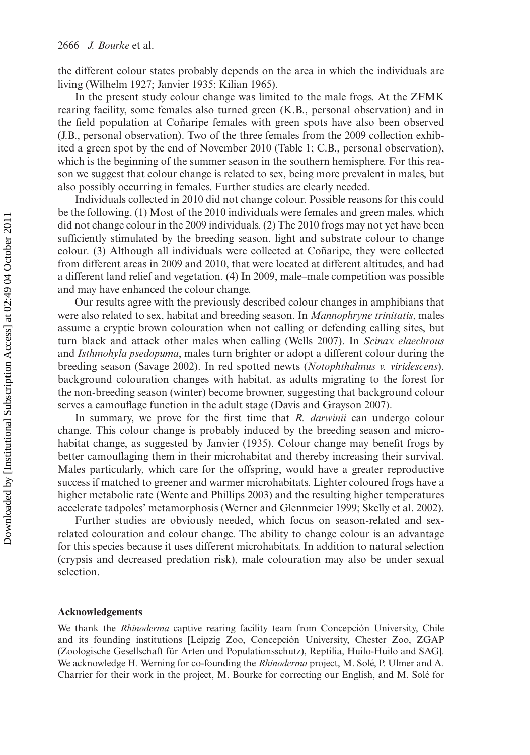the different colour states probably depends on the area in which the individuals are living (Wilhelm 1927; Janvier 1935; Kilian 1965).

In the present study colour change was limited to the male frogs. At the ZFMK rearing facility, some females also turned green (K.B., personal observation) and in the field population at Coñaripe females with green spots have also been observed (J.B., personal observation). Two of the three females from the 2009 collection exhibited a green spot by the end of November 2010 (Table 1; C.B., personal observation), which is the beginning of the summer season in the southern hemisphere. For this reason we suggest that colour change is related to sex, being more prevalent in males, but also possibly occurring in females. Further studies are clearly needed.

Individuals collected in 2010 did not change colour. Possible reasons for this could be the following. (1) Most of the 2010 individuals were females and green males, which did not change colour in the 2009 individuals. (2) The 2010 frogs may not yet have been sufficiently stimulated by the breeding season, light and substrate colour to change colour. (3) Although all individuals were collected at Coñaripe, they were collected from different areas in 2009 and 2010, that were located at different altitudes, and had a different land relief and vegetation. (4) In 2009, male–male competition was possible and may have enhanced the colour change.

Our results agree with the previously described colour changes in amphibians that were also related to sex, habitat and breeding season. In *Mannophryne trinitatis*, males assume a cryptic brown colouration when not calling or defending calling sites, but turn black and attack other males when calling (Wells 2007). In *Scinax elaechrous* and *Isthmohyla psedopuma*, males turn brighter or adopt a different colour during the breeding season (Savage 2002). In red spotted newts (*Notophthalmus v. viridescens*), background colouration changes with habitat, as adults migrating to the forest for the non-breeding season (winter) become browner, suggesting that background colour serves a camouflage function in the adult stage (Davis and Grayson 2007).

In summary, we prove for the first time that *R. darwinii* can undergo colour change. This colour change is probably induced by the breeding season and microhabitat change, as suggested by Janvier (1935). Colour change may benefit frogs by better camouflaging them in their microhabitat and thereby increasing their survival. Males particularly, which care for the offspring, would have a greater reproductive success if matched to greener and warmer microhabitats. Lighter coloured frogs have a higher metabolic rate (Wente and Phillips 2003) and the resulting higher temperatures accelerate tadpoles' metamorphosis (Werner and Glennmeier 1999; Skelly et al. 2002).

Further studies are obviously needed, which focus on season-related and sex-related colouration and colour change. The ability to change colour is an advantage for this species because it uses different microhabitats. In addition to natural selection (crypsis and decreased predation risk), male colouration may also be under sexual selection.

## Acknowledgements

We thank the *Rhinoderma* captive rearing facility team from Concepción University, Chile and its founding institutions [Leipzig Zoo, Concepción University, Chester Zoo, ZGAP (Zoologische Gesellschaft für Arten und Populationsschutz), Reptilia, Huilo-Huilo and SAG]. We acknowledge H. Werning for co-founding the *Rhinoderma* project, M. Solé, P. Ulmer and A. Charrier for their work in the project, M. Bourke for correcting our English, and M. Solé for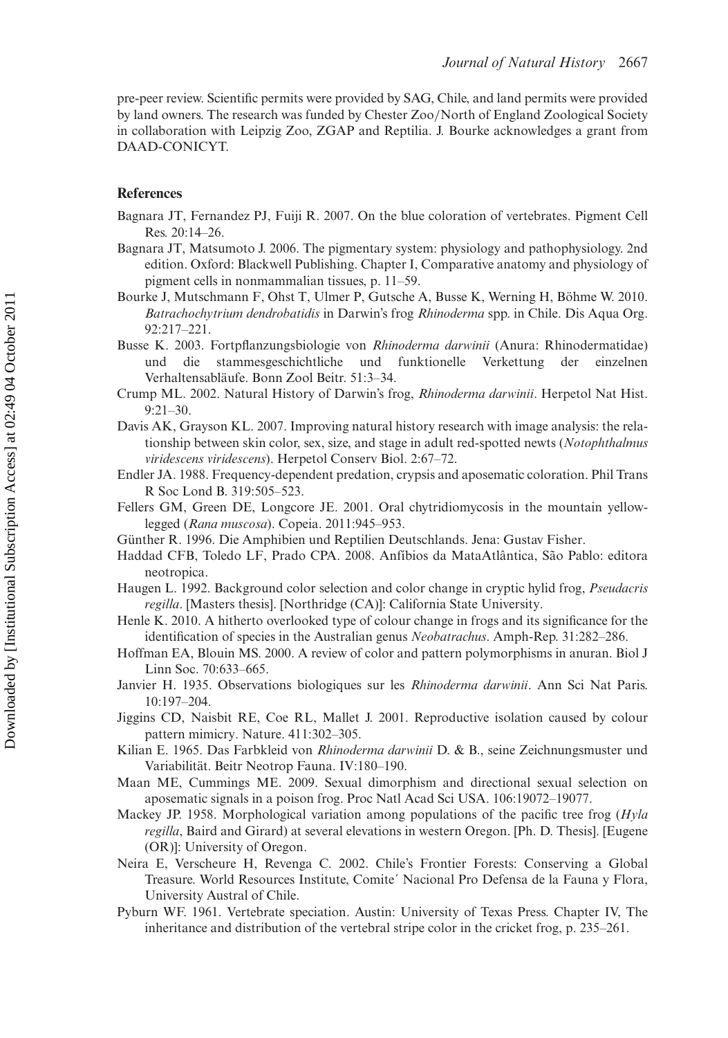pre-peer review. Scientific permits were provided by SAG, Chile, and land permits were provided by land owners. The research was funded by Chester Zoo/North of England Zoological Society in collaboration with Leipzig Zoo, ZGAP and Reptilia. J. Bourke acknowledges a grant from DAAD-CONICYT.

## References

Bagnara JT, Fernandez PJ, Fuiji R. 2007. On the blue coloration of vertebrates. Pigment Cell Res. 20:14–26.

Bagnara JT, Matsumoto J. 2006. The pigmentary system: physiology and pathophysiology. 2nd edition. Oxford: Blackwell Publishing. Chapter I, Comparative anatomy and physiology of pigment cells in nonmammalian tissues, p. 11–59.

Bourke J, Mutschmann F, Ohst T, Ulmer P, Gutsche A, Busse K, Werning H, Böhme W. 2010. *Batrachochytrium dendrobatidis* in Darwin's frog *Rhinoderma* spp. in Chile. Dis Aqua Org. 92:217–221.

Busse K. 2003. Fortpflanzungsbiologie von *Rhinoderma darwinii* (Anura: Rhinodermatidae) und die stammesgeschichtliche und funktionelle Verkettung der einzelnen Verhaltensabläufe. Bonn Zool Beitr. 51:3–34.

Crump ML. 2002. Natural History of Darwin's frog, *Rhinoderma darwinii*. Herpetol Nat Hist. 9:21–30.

Davis AK, Grayson KL. 2007. Improving natural history research with image analysis: the relationship between skin color, sex, size, and stage in adult red-spotted newts (*Notophthalmus viridescens viridescens*). Herpetol Conserv Biol. 2:67–72.

Endler JA. 1988. Frequency-dependent predation, crypsis and aposematic coloration. Phil Trans R Soc Lond B. 319:505–523.

Fellers GM, Green DE, Longcore JE. 2001. Oral chytridiomycosis in the mountain yellow-legged (*Rana muscosa*). Copeia. 2011:945–953.

Günther R. 1996. Die Amphibien und Reptilien Deutschlands. Jena: Gustav Fisher.

Haddad CFB, Toledo LF, Prado CPA. 2008. Anfíbios da MataAtlântica, São Pablo: editora neotropica.

Haugen L. 1992. Background color selection and color change in cryptic hylid frog, *Pseudacris regilla*. [Masters thesis]. [Northridge (CA)]: California State University.

Henle K. 2010. A hitherto overlooked type of colour change in frogs and its significance for the identification of species in the Australian genus *Neobatrachus*. Amph-Rep. 31:282–286.

Hoffman EA, Blouin MS. 2000. A review of color and pattern polymorphisms in anuran. Biol J Linn Soc. 70:633–665.

Janvier H. 1935. Observations biologiques sur les *Rhinoderma darwinii*. Ann Sci Nat Paris. 10:197–204.

Jiggins CD, Naisbit RE, Coe RL, Mallet J. 2001. Reproductive isolation caused by colour pattern mimicry. Nature. 411:302–305.

Kilian E. 1965. Das Farbkleid von *Rhinoderma darwinii* D. & B., seine Zeichnungsmuster und Variabilität. Beitr Neotrop Fauna. IV:180–190.

Maan ME, Cummings ME. 2009. Sexual dimorphism and directional sexual selection on aposematic signals in a poison frog. Proc Natl Acad Sci USA. 106:19072–19077.

Mackey JP. 1958. Morphological variation among populations of the pacific tree frog (*Hyla regilla*, Baird and Girard) at several elevations in western Oregon. [Ph. D. Thesis]. [Eugene (OR)]: University of Oregon.

Neira E, Verscheure H, Revenga C. 2002. Chile's Frontier Forests: Conserving a Global Treasure. World Resources Institute, Comite´ Nacional Pro Defensa de la Fauna y Flora, University Austral of Chile.

Pyburn WF. 1961. Vertebrate speciation. Austin: University of Texas Press. Chapter IV, The inheritance and distribution of the vertebral stripe color in the cricket frog, p. 235–261.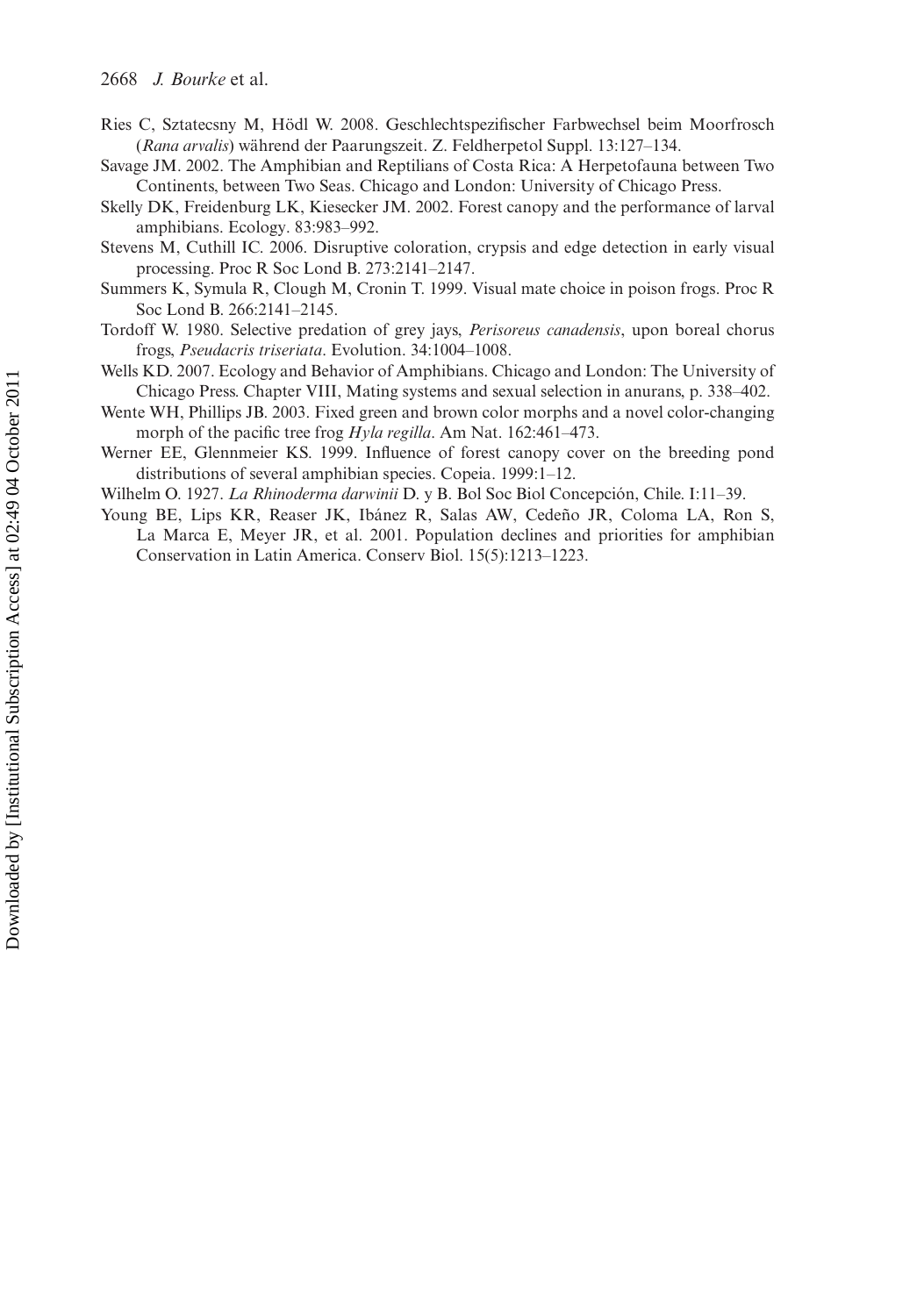Ries C, Sztatecsny M, Hödl W. 2008. Geschlechtspezifischer Farbwechsel beim Moorfrosch (*Rana arvalis*) während der Paarungszeit. Z. Feldherpetol Suppl. 13:127–134.

Savage JM. 2002. The Amphibian and Reptilians of Costa Rica: A Herpetofauna between Two Continents, between Two Seas. Chicago and London: University of Chicago Press.

Skelly DK, Freidenburg LK, Kiesecker JM. 2002. Forest canopy and the performance of larval amphibians. Ecology. 83:983–992.

Stevens M, Cuthill IC. 2006. Disruptive coloration, crypsis and edge detection in early visual processing. Proc R Soc Lond B. 273:2141–2147.

Summers K, Symula R, Clough M, Cronin T. 1999. Visual mate choice in poison frogs. Proc R Soc Lond B. 266:2141–2145.

Tordoff W. 1980. Selective predation of grey jays, *Perisoreus canadensis*, upon boreal chorus frogs, *Pseudacris triseriata*. Evolution. 34:1004–1008.

Wells KD. 2007. Ecology and Behavior of Amphibians. Chicago and London: The University of Chicago Press. Chapter VIII, Mating systems and sexual selection in anurans, p. 338–402.

Wente WH, Phillips JB. 2003. Fixed green and brown color morphs and a novel color-changing morph of the pacific tree frog *Hyla regilla*. Am Nat. 162:461–473.

Werner EE, Glennmeier KS. 1999. Influence of forest canopy cover on the breeding pond distributions of several amphibian species. Copeia. 1999:1–12.

Wilhelm O. 1927. *La Rhinoderma darwinii* D. y B. Bol Soc Biol Concepción, Chile. I:11–39.

Young BE, Lips KR, Reaser JK, Ibánez R, Salas AW, Cedeño JR, Coloma LA, Ron S, La Marca E, Meyer JR, et al. 2001. Population declines and priorities for amphibian Conservation in Latin America. Conserv Biol. 15(5):1213–1223.